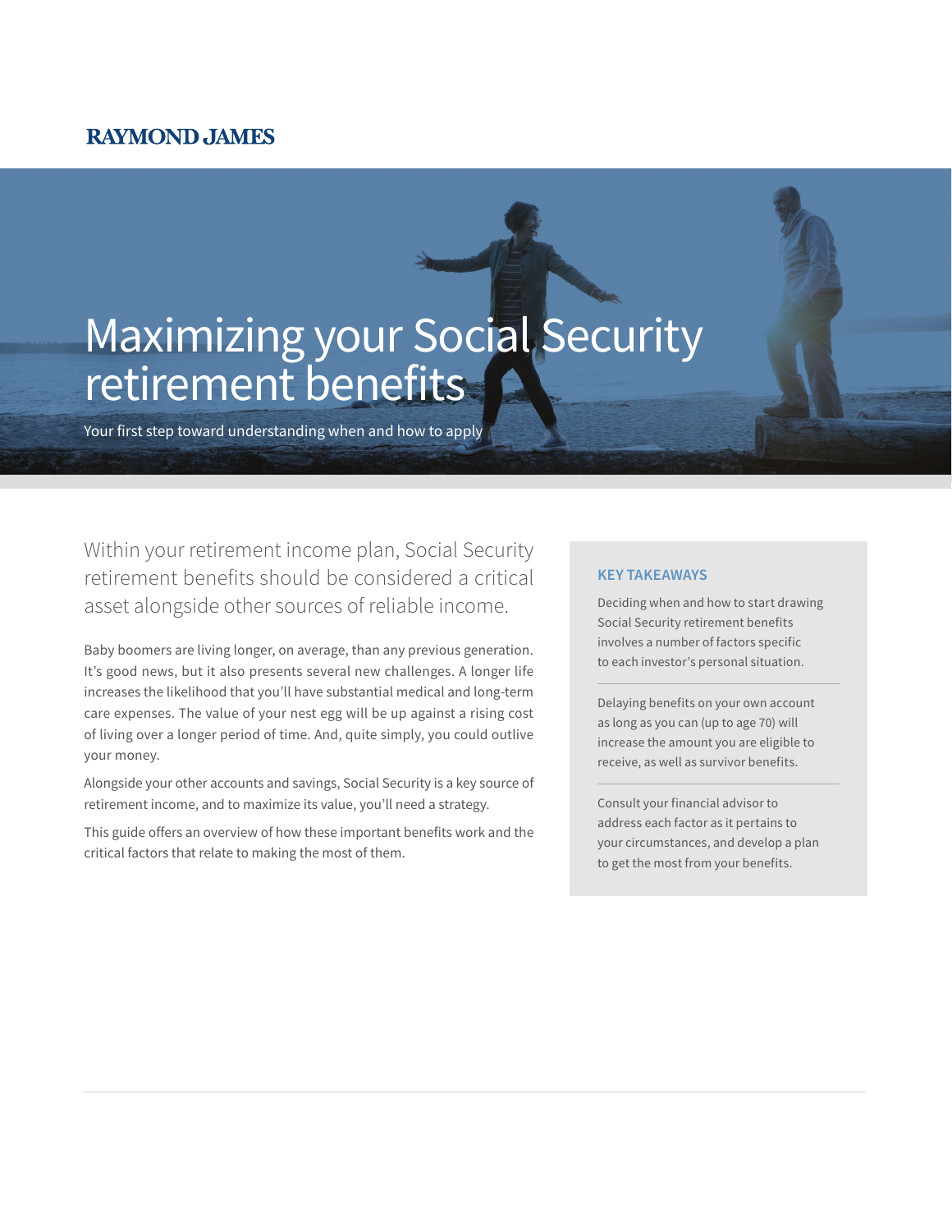RAYMOND JAMES

# Maximizing your Social Security retirement benefits

Your first step toward understanding when and how to apply

Within your retirement income plan, Social Security retirement benefits should be considered a critical asset alongside other sources of reliable income.

Baby boomers are living longer, on average, than any previous generation. It's good news, but it also presents several new challenges. A longer life increases the likelihood that you'll have substantial medical and long-term care expenses. The value of your nest egg will be up against a rising cost of living over a longer period of time. And, quite simply, you could outlive your money.

Alongside your other accounts and savings, Social Security is a key source of retirement income, and to maximize its value, you'll need a strategy.

This guide offers an overview of how these important benefits work and the critical factors that relate to making the most of them.

### KEY TAKEAWAYS

Deciding when and how to start drawing Social Security retirement benefits involves a number of factors specific to each investor's personal situation.

Delaying benefits on your own account as long as you can (up to age 70) will increase the amount you are eligible to receive, as well as survivor benefits.

Consult your financial advisor to address each factor as it pertains to your circumstances, and develop a plan to get the most from your benefits.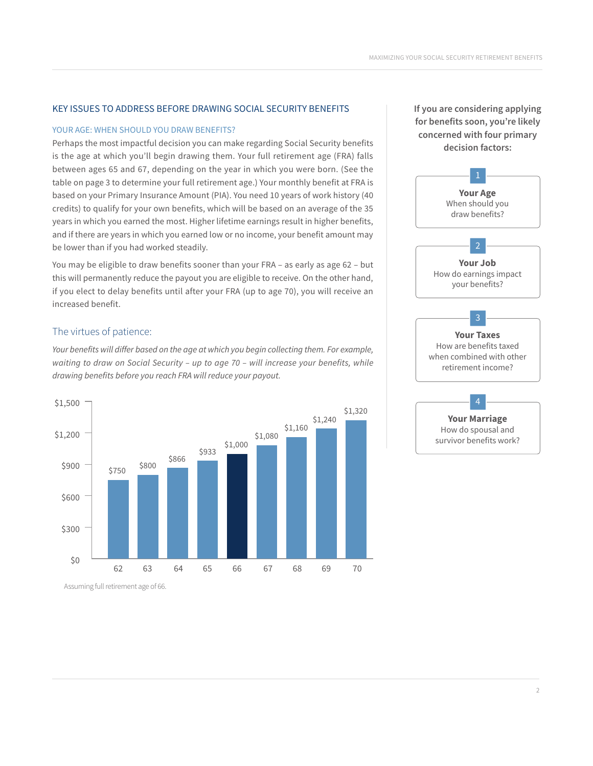## KEY ISSUES TO ADDRESS BEFORE DRAWING SOCIAL SECURITY BENEFITS

### YOUR AGE: WHEN SHOULD YOU DRAW BENEFITS?

Perhaps the most impactful decision you can make regarding Social Security benefits is the age at which you'll begin drawing them. Your full retirement age (FRA) falls between ages 65 and 67, depending on the year in which you were born. (See the table on page 3 to determine your full retirement age.) Your monthly benefit at FRA is based on your Primary Insurance Amount (PIA). You need 10 years of work history (40 credits) to qualify for your own benefits, which will be based on an average of the 35 years in which you earned the most. Higher lifetime earnings result in higher benefits, and if there are years in which you earned low or no income, your benefit amount may be lower than if you had worked steadily.

You may be eligible to draw benefits sooner than your FRA – as early as age 62 – but this will permanently reduce the payout you are eligible to receive. On the other hand, if you elect to delay benefits until after your FRA (up to age 70), you will receive an increased benefit.

### The virtues of patience:

*Your benefits will differ based on the age at which you begin collecting them. For example, waiting to draw on Social Security – up to age 70 – will increase your benefits, while drawing benefits before you reach FRA will reduce your payout.*

| Age | Monthly Benefit |
|---|---|
| 62 | $750 |
| 63 | $800 |
| 64 | $866 |
| 65 | $933 |
| 66 | $1,000 |
| 67 | $1,080 |
| 68 | $1,160 |
| 69 | $1,240 |
| 70 | $1,320 |

Assuming full retirement age of 66.

**If you are considering applying for benefits soon, you're likely concerned with four primary decision factors:**

1. **Your Age**
   When should you draw benefits?
2. **Your Job**
   How do earnings impact your benefits?
3. **Your Taxes**
   How are benefits taxed when combined with other retirement income?
4. **Your Marriage**
   How do spousal and survivor benefits work?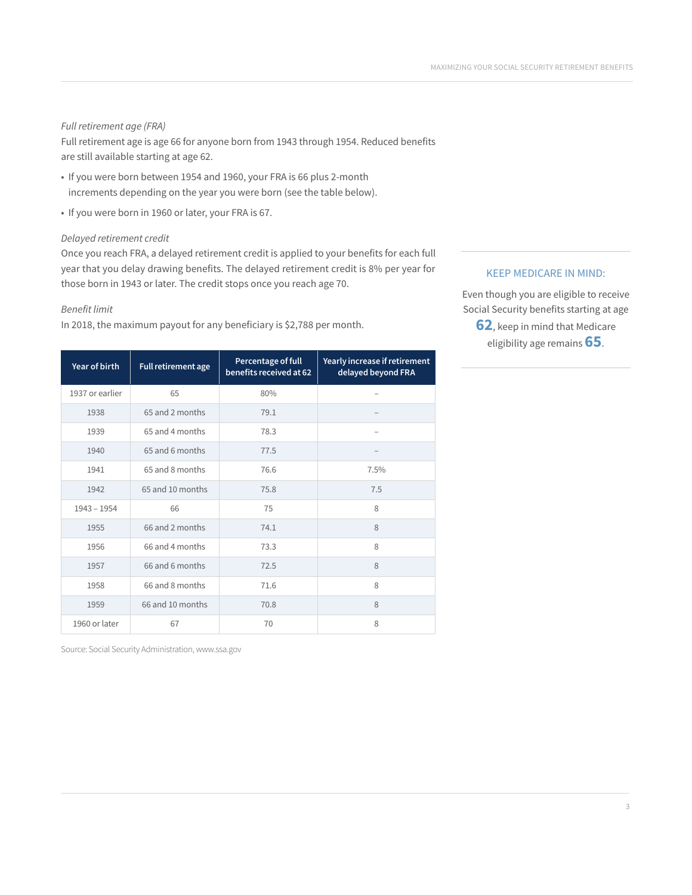*Full retirement age (FRA)*

Full retirement age is age 66 for anyone born from 1943 through 1954. Reduced benefits are still available starting at age 62.

- If you were born between 1954 and 1960, your FRA is 66 plus 2-month increments depending on the year you were born (see the table below).
- If you were born in 1960 or later, your FRA is 67.

*Delayed retirement credit*

Once you reach FRA, a delayed retirement credit is applied to your benefits for each full year that you delay drawing benefits. The delayed retirement credit is 8% per year for those born in 1943 or later. The credit stops once you reach age 70.

*Benefit limit*

In 2018, the maximum payout for any beneficiary is $2,788 per month.

| Year of birth | Full retirement age | Percentage of full benefits received at 62 | Yearly increase if retirement delayed beyond FRA |
|---|---|---|---|
| 1937 or earlier | 65 | 80% | – |
| 1938 | 65 and 2 months | 79.1 | – |
| 1939 | 65 and 4 months | 78.3 | – |
| 1940 | 65 and 6 months | 77.5 | – |
| 1941 | 65 and 8 months | 76.6 | 7.5% |
| 1942 | 65 and 10 months | 75.8 | 7.5 |
| 1943 – 1954 | 66 | 75 | 8 |
| 1955 | 66 and 2 months | 74.1 | 8 |
| 1956 | 66 and 4 months | 73.3 | 8 |
| 1957 | 66 and 6 months | 72.5 | 8 |
| 1958 | 66 and 8 months | 71.6 | 8 |
| 1959 | 66 and 10 months | 70.8 | 8 |
| 1960 or later | 67 | 70 | 8 |

Source: Social Security Administration, www.ssa.gov

**KEEP MEDICARE IN MIND:**

Even though you are eligible to receive Social Security benefits starting at age **62**, keep in mind that Medicare eligibility age remains **65**.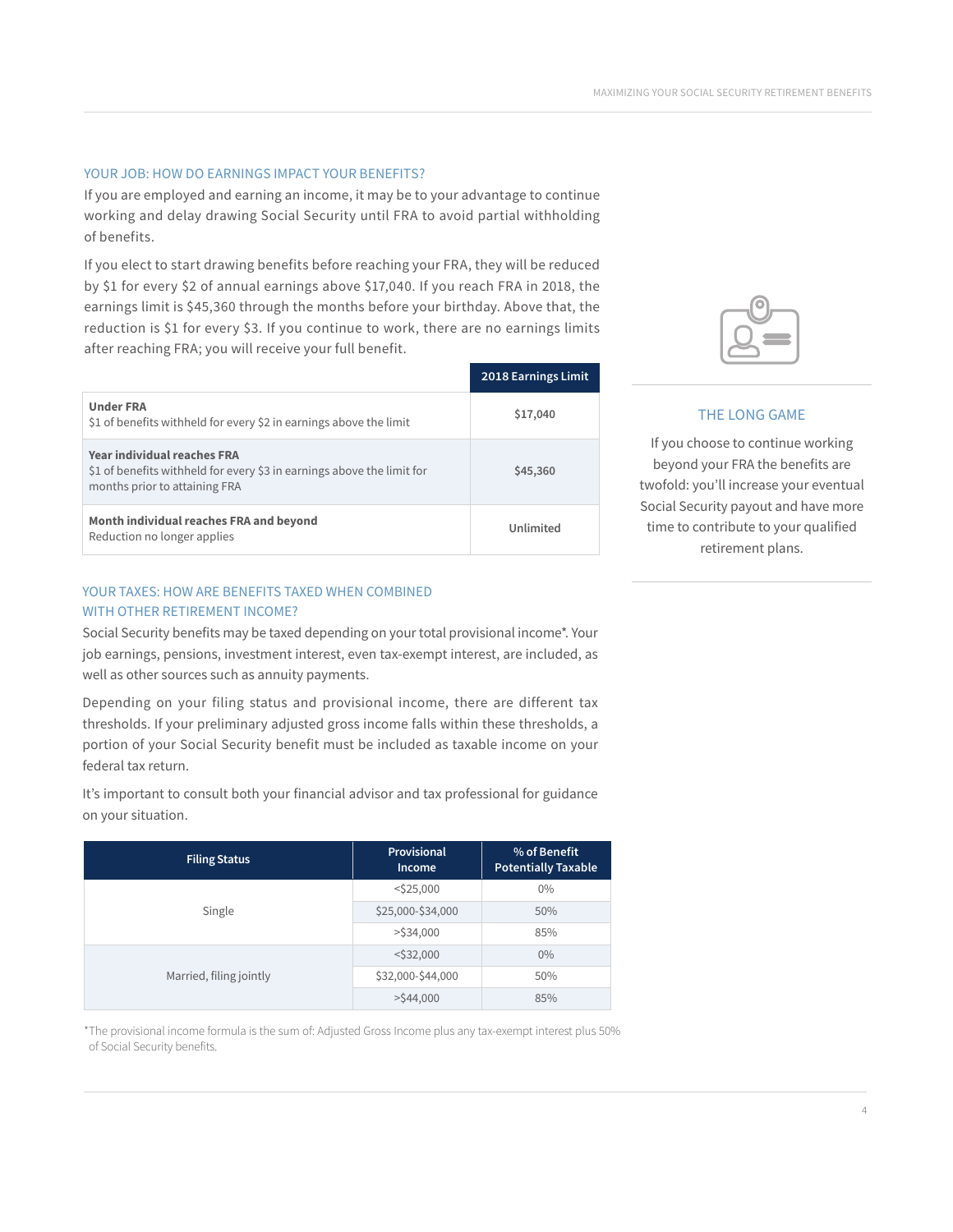## YOUR JOB: HOW DO EARNINGS IMPACT YOUR BENEFITS?

If you are employed and earning an income, it may be to your advantage to continue working and delay drawing Social Security until FRA to avoid partial withholding of benefits.

If you elect to start drawing benefits before reaching your FRA, they will be reduced by $1 for every $2 of annual earnings above $17,040. If you reach FRA in 2018, the earnings limit is $45,360 through the months before your birthday. Above that, the reduction is $1 for every $3. If you continue to work, there are no earnings limits after reaching FRA; you will receive your full benefit.

| | 2018 Earnings Limit |
|---|---|
| **Under FRA**<br>$1 of benefits withheld for every $2 in earnings above the limit | $17,040 |
| **Year individual reaches FRA**<br>$1 of benefits withheld for every $3 in earnings above the limit for months prior to attaining FRA | $45,360 |
| **Month individual reaches FRA and beyond**<br>Reduction no longer applies | Unlimited |

## THE LONG GAME

If you choose to continue working beyond your FRA the benefits are twofold: you'll increase your eventual Social Security payout and have more time to contribute to your qualified retirement plans.

## YOUR TAXES: HOW ARE BENEFITS TAXED WHEN COMBINED WITH OTHER RETIREMENT INCOME?

Social Security benefits may be taxed depending on your total provisional income*. Your job earnings, pensions, investment interest, even tax-exempt interest, are included, as well as other sources such as annuity payments.

Depending on your filing status and provisional income, there are different tax thresholds. If your preliminary adjusted gross income falls within these thresholds, a portion of your Social Security benefit must be included as taxable income on your federal tax return.

It's important to consult both your financial advisor and tax professional for guidance on your situation.

| Filing Status | Provisional Income | % of Benefit Potentially Taxable |
|---|---|---|
| Single | <$25,000 | 0% |
| | $25,000-$34,000 | 50% |
| | >$34,000 | 85% |
| Married, filing jointly | <$32,000 | 0% |
| | $32,000-$44,000 | 50% |
| | >$44,000 | 85% |

*The provisional income formula is the sum of: Adjusted Gross Income plus any tax-exempt interest plus 50% of Social Security benefits.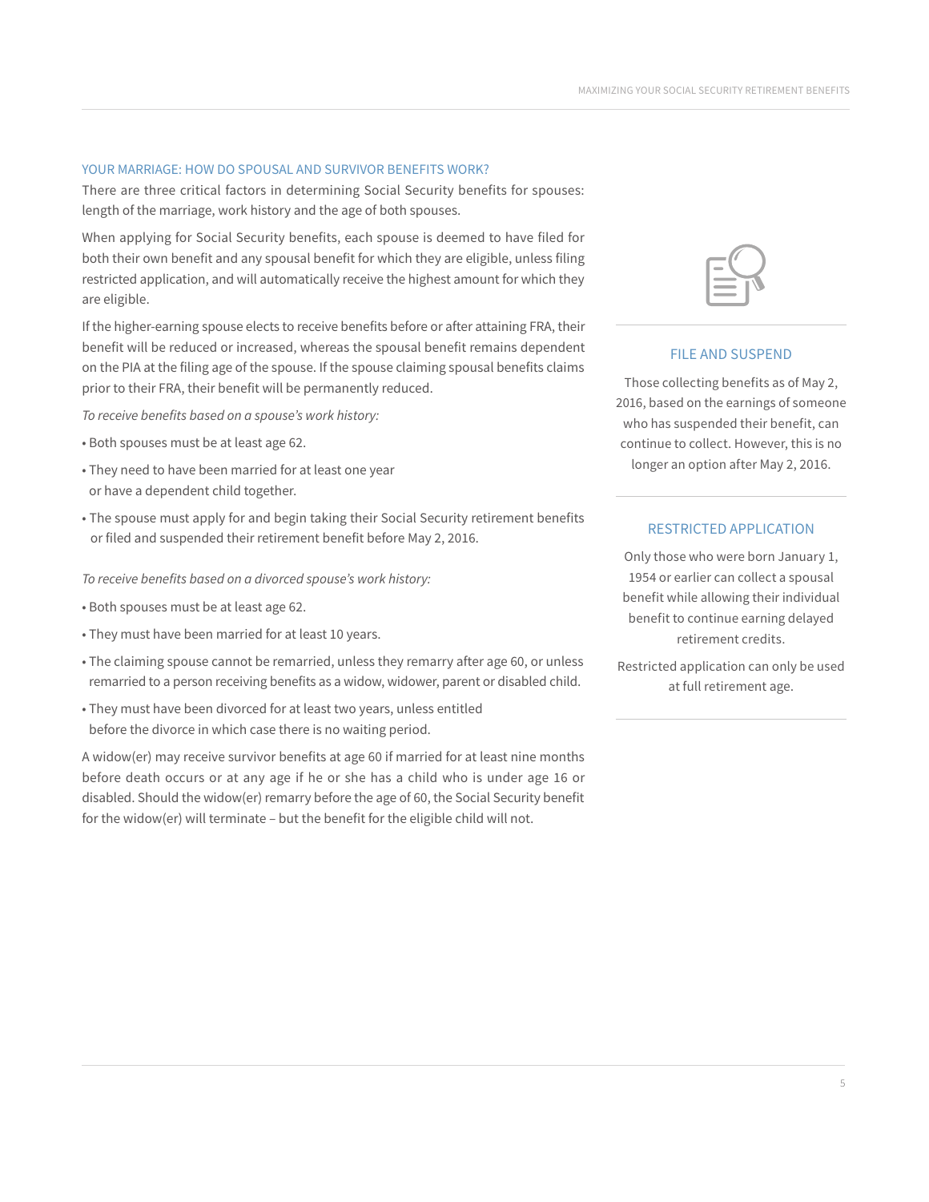## YOUR MARRIAGE: HOW DO SPOUSAL AND SURVIVOR BENEFITS WORK?

There are three critical factors in determining Social Security benefits for spouses: length of the marriage, work history and the age of both spouses.

When applying for Social Security benefits, each spouse is deemed to have filed for both their own benefit and any spousal benefit for which they are eligible, unless filing restricted application, and will automatically receive the highest amount for which they are eligible.

If the higher-earning spouse elects to receive benefits before or after attaining FRA, their benefit will be reduced or increased, whereas the spousal benefit remains dependent on the PIA at the filing age of the spouse. If the spouse claiming spousal benefits claims prior to their FRA, their benefit will be permanently reduced.

*To receive benefits based on a spouse's work history:*

- Both spouses must be at least age 62.
- They need to have been married for at least one year or have a dependent child together.
- The spouse must apply for and begin taking their Social Security retirement benefits or filed and suspended their retirement benefit before May 2, 2016.

*To receive benefits based on a divorced spouse's work history:*

- Both spouses must be at least age 62.
- They must have been married for at least 10 years.
- The claiming spouse cannot be remarried, unless they remarry after age 60, or unless remarried to a person receiving benefits as a widow, widower, parent or disabled child.
- They must have been divorced for at least two years, unless entitled before the divorce in which case there is no waiting period.

A widow(er) may receive survivor benefits at age 60 if married for at least nine months before death occurs or at any age if he or she has a child who is under age 16 or disabled. Should the widow(er) remarry before the age of 60, the Social Security benefit for the widow(er) will terminate – but the benefit for the eligible child will not.

### FILE AND SUSPEND

Those collecting benefits as of May 2, 2016, based on the earnings of someone who has suspended their benefit, can continue to collect. However, this is no longer an option after May 2, 2016.

### RESTRICTED APPLICATION

Only those who were born January 1, 1954 or earlier can collect a spousal benefit while allowing their individual benefit to continue earning delayed retirement credits.

Restricted application can only be used at full retirement age.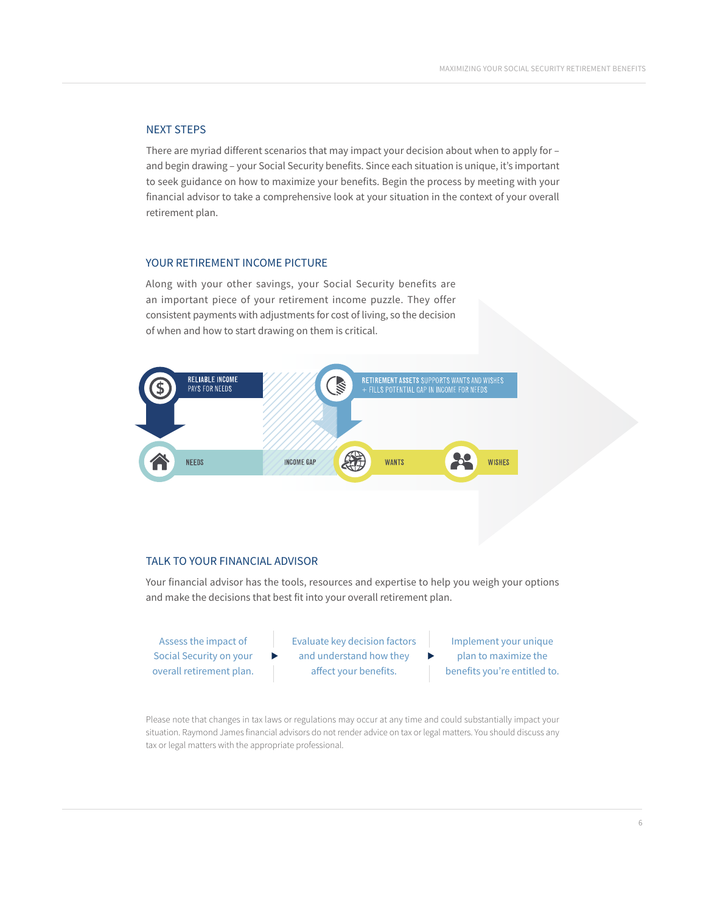## NEXT STEPS

There are myriad different scenarios that may impact your decision about when to apply for – and begin drawing – your Social Security benefits. Since each situation is unique, it's important to seek guidance on how to maximize your benefits. Begin the process by meeting with your financial advisor to take a comprehensive look at your situation in the context of your overall retirement plan.

## YOUR RETIREMENT INCOME PICTURE

Along with your other savings, your Social Security benefits are an important piece of your retirement income puzzle. They offer consistent payments with adjustments for cost of living, so the decision of when and how to start drawing on them is critical.

**RELIABLE INCOME** PAYS FOR NEEDS

**RETIREMENT ASSETS** SUPPORTS WANTS AND WISHES + FILLS POTENTIAL GAP IN INCOME FOR NEEDS

NEEDS | INCOME GAP | WANTS | WISHES

## TALK TO YOUR FINANCIAL ADVISOR

Your financial advisor has the tools, resources and expertise to help you weigh your options and make the decisions that best fit into your overall retirement plan.

Assess the impact of Social Security on your overall retirement plan. ▶ Evaluate key decision factors and understand how they affect your benefits. ▶ Implement your unique plan to maximize the benefits you're entitled to.

Please note that changes in tax laws or regulations may occur at any time and could substantially impact your situation. Raymond James financial advisors do not render advice on tax or legal matters. You should discuss any tax or legal matters with the appropriate professional.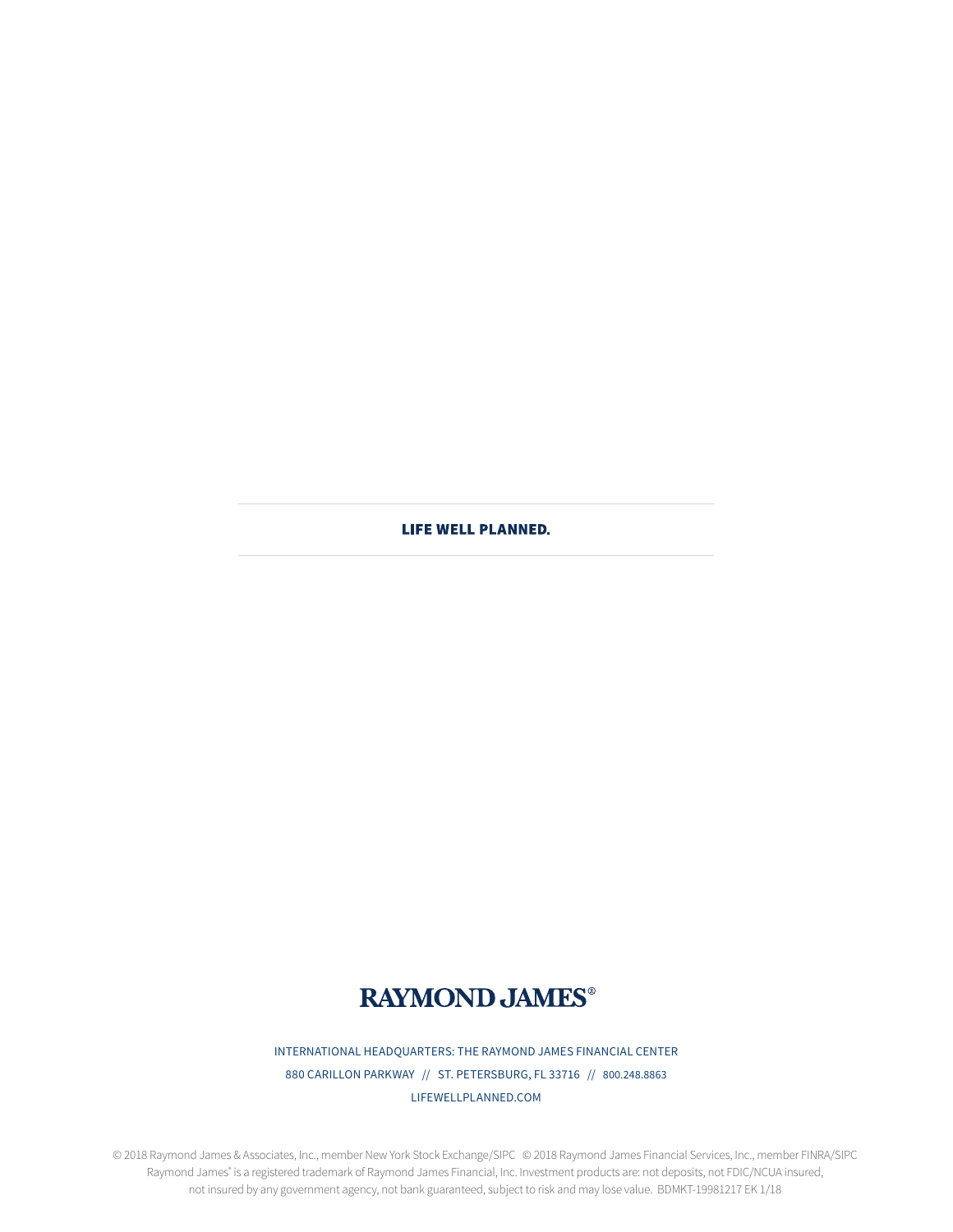**LIFE WELL PLANNED.**

**RAYMOND JAMES®**

INTERNATIONAL HEADQUARTERS: THE RAYMOND JAMES FINANCIAL CENTER
880 CARILLON PARKWAY // ST. PETERSBURG, FL 33716 // 800.248.8863
LIFEWELLPLANNED.COM

© 2018 Raymond James & Associates, Inc., member New York Stock Exchange/SIPC © 2018 Raymond James Financial Services, Inc., member FINRA/SIPC
Raymond James® is a registered trademark of Raymond James Financial, Inc. Investment products are: not deposits, not FDIC/NCUA insured, not insured by any government agency, not bank guaranteed, subject to risk and may lose value. BDMKT-19981217 EK 1/18